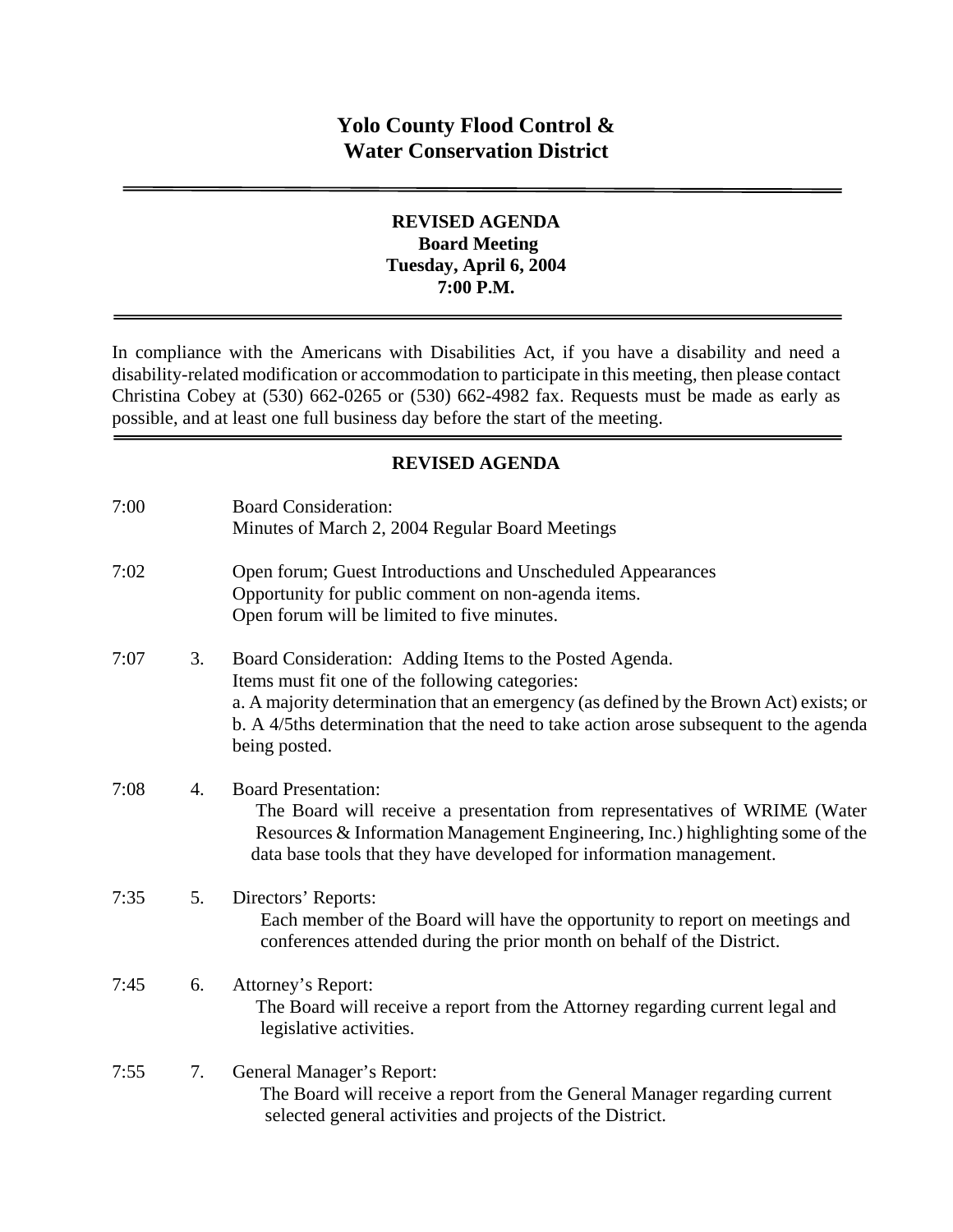# Yolo County Flood Control & Water Conservation District

## REVISED AGENDA
**Board Meeting**
**Tuesday, April 6, 2004**
**7:00 P.M.**

In compliance with the Americans with Disabilities Act, if you have a disability and need a disability-related modification or accommodation to participate in this meeting, then please contact Christina Cobey at (530) 662-0265 or (530) 662-4982 fax. Requests must be made as early as possible, and at least one full business day before the start of the meeting.

## REVISED AGENDA

7:00 — Board Consideration:
Minutes of March 2, 2004 Regular Board Meetings

7:02 — Open forum; Guest Introductions and Unscheduled Appearances
Opportunity for public comment on non-agenda items.
Open forum will be limited to five minutes.

7:07 — 3. Board Consideration: Adding Items to the Posted Agenda.
Items must fit one of the following categories:
a. A majority determination that an emergency (as defined by the Brown Act) exists; or
b. A 4/5ths determination that the need to take action arose subsequent to the agenda being posted.

7:08 — 4. Board Presentation:
The Board will receive a presentation from representatives of WRIME (Water Resources & Information Management Engineering, Inc.) highlighting some of the data base tools that they have developed for information management.

7:35 — 5. Directors' Reports:
Each member of the Board will have the opportunity to report on meetings and conferences attended during the prior month on behalf of the District.

7:45 — 6. Attorney's Report:
The Board will receive a report from the Attorney regarding current legal and legislative activities.

7:55 — 7. General Manager's Report:
The Board will receive a report from the General Manager regarding current selected general activities and projects of the District.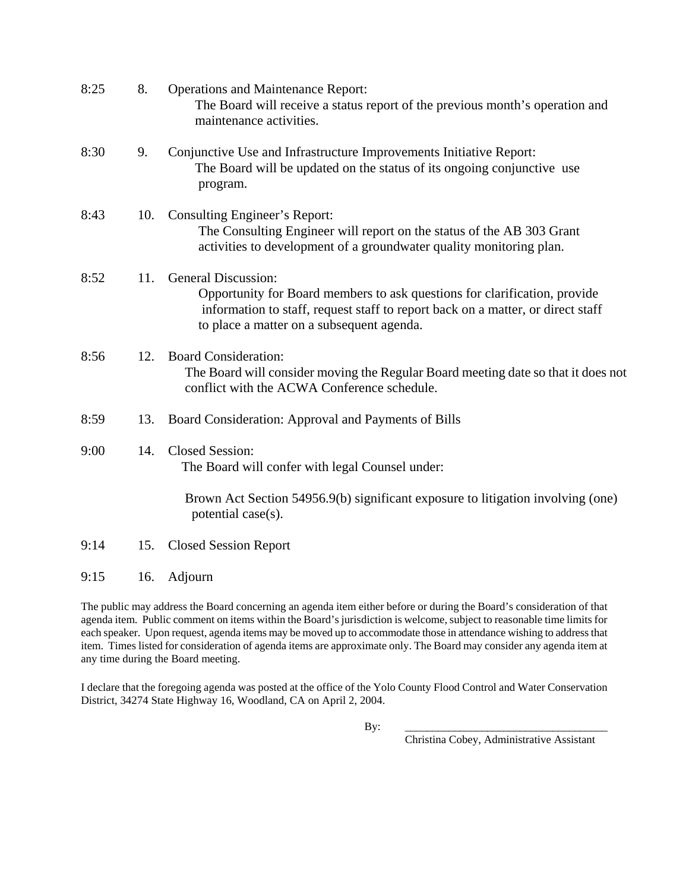8:25 8. Operations and Maintenance Report:
The Board will receive a status report of the previous month's operation and maintenance activities.

8:30 9. Conjunctive Use and Infrastructure Improvements Initiative Report:
The Board will be updated on the status of its ongoing conjunctive use program.

8:43 10. Consulting Engineer's Report:
The Consulting Engineer will report on the status of the AB 303 Grant activities to development of a groundwater quality monitoring plan.

8:52 11. General Discussion:
Opportunity for Board members to ask questions for clarification, provide information to staff, request staff to report back on a matter, or direct staff to place a matter on a subsequent agenda.

8:56 12. Board Consideration:
The Board will consider moving the Regular Board meeting date so that it does not conflict with the ACWA Conference schedule.

8:59 13. Board Consideration: Approval and Payments of Bills

9:00 14. Closed Session:
The Board will confer with legal Counsel under:

Brown Act Section 54956.9(b) significant exposure to litigation involving (one) potential case(s).

9:14 15. Closed Session Report

9:15 16. Adjourn

The public may address the Board concerning an agenda item either before or during the Board's consideration of that agenda item. Public comment on items within the Board's jurisdiction is welcome, subject to reasonable time limits for each speaker. Upon request, agenda items may be moved up to accommodate those in attendance wishing to address that item. Times listed for consideration of agenda items are approximate only. The Board may consider any agenda item at any time during the Board meeting.

I declare that the foregoing agenda was posted at the office of the Yolo County Flood Control and Water Conservation District, 34274 State Highway 16, Woodland, CA on April 2, 2004.

By: ____________________________________
Christina Cobey, Administrative Assistant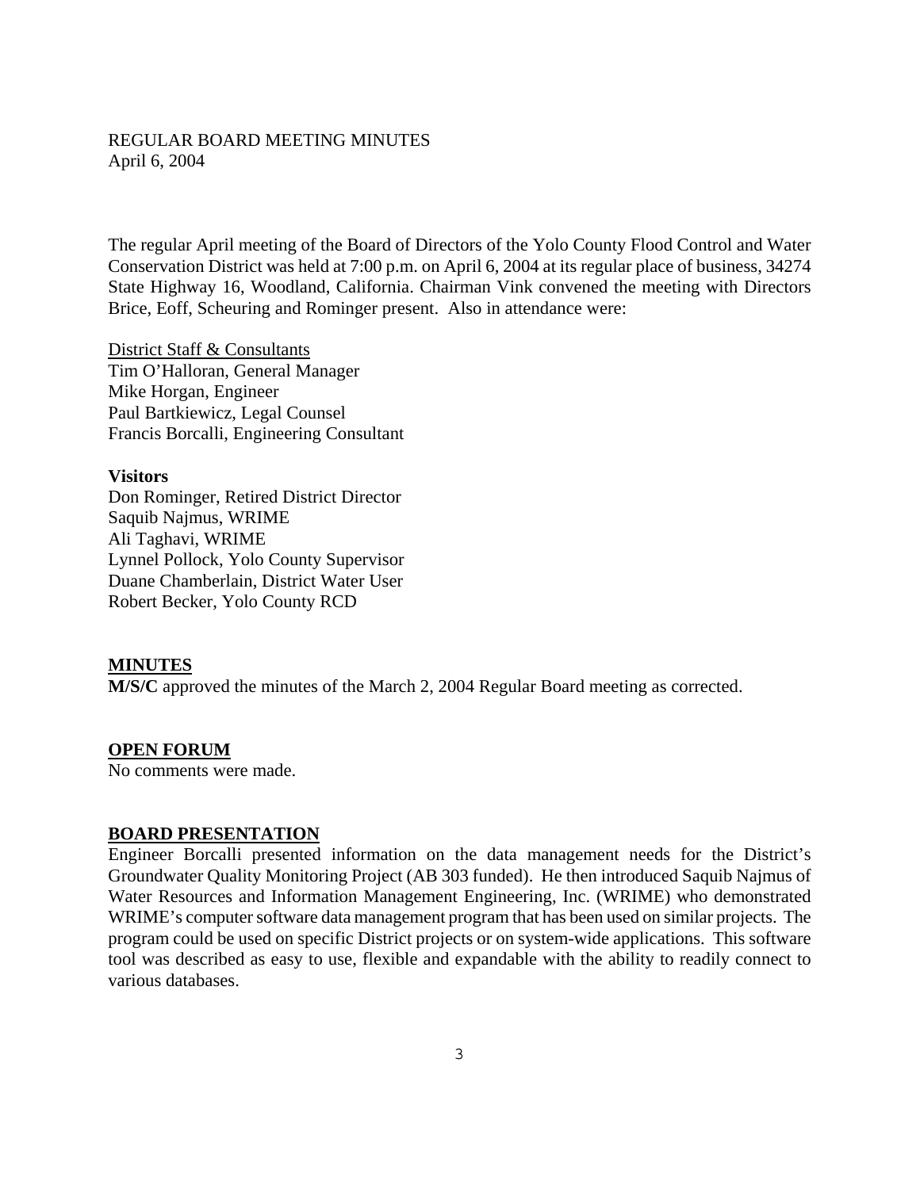REGULAR BOARD MEETING MINUTES
April 6, 2004

The regular April meeting of the Board of Directors of the Yolo County Flood Control and Water Conservation District was held at 7:00 p.m. on April 6, 2004 at its regular place of business, 34274 State Highway 16, Woodland, California. Chairman Vink convened the meeting with Directors Brice, Eoff, Scheuring and Rominger present. Also in attendance were:

District Staff & Consultants
Tim O'Halloran, General Manager
Mike Horgan, Engineer
Paul Bartkiewicz, Legal Counsel
Francis Borcalli, Engineering Consultant

**Visitors**
Don Rominger, Retired District Director
Saquib Najmus, WRIME
Ali Taghavi, WRIME
Lynnel Pollock, Yolo County Supervisor
Duane Chamberlain, District Water User
Robert Becker, Yolo County RCD

**MINUTES**

**M/S/C** approved the minutes of the March 2, 2004 Regular Board meeting as corrected.

**OPEN FORUM**

No comments were made.

**BOARD PRESENTATION**

Engineer Borcalli presented information on the data management needs for the District's Groundwater Quality Monitoring Project (AB 303 funded). He then introduced Saquib Najmus of Water Resources and Information Management Engineering, Inc. (WRIME) who demonstrated WRIME's computer software data management program that has been used on similar projects. The program could be used on specific District projects or on system-wide applications. This software tool was described as easy to use, flexible and expandable with the ability to readily connect to various databases.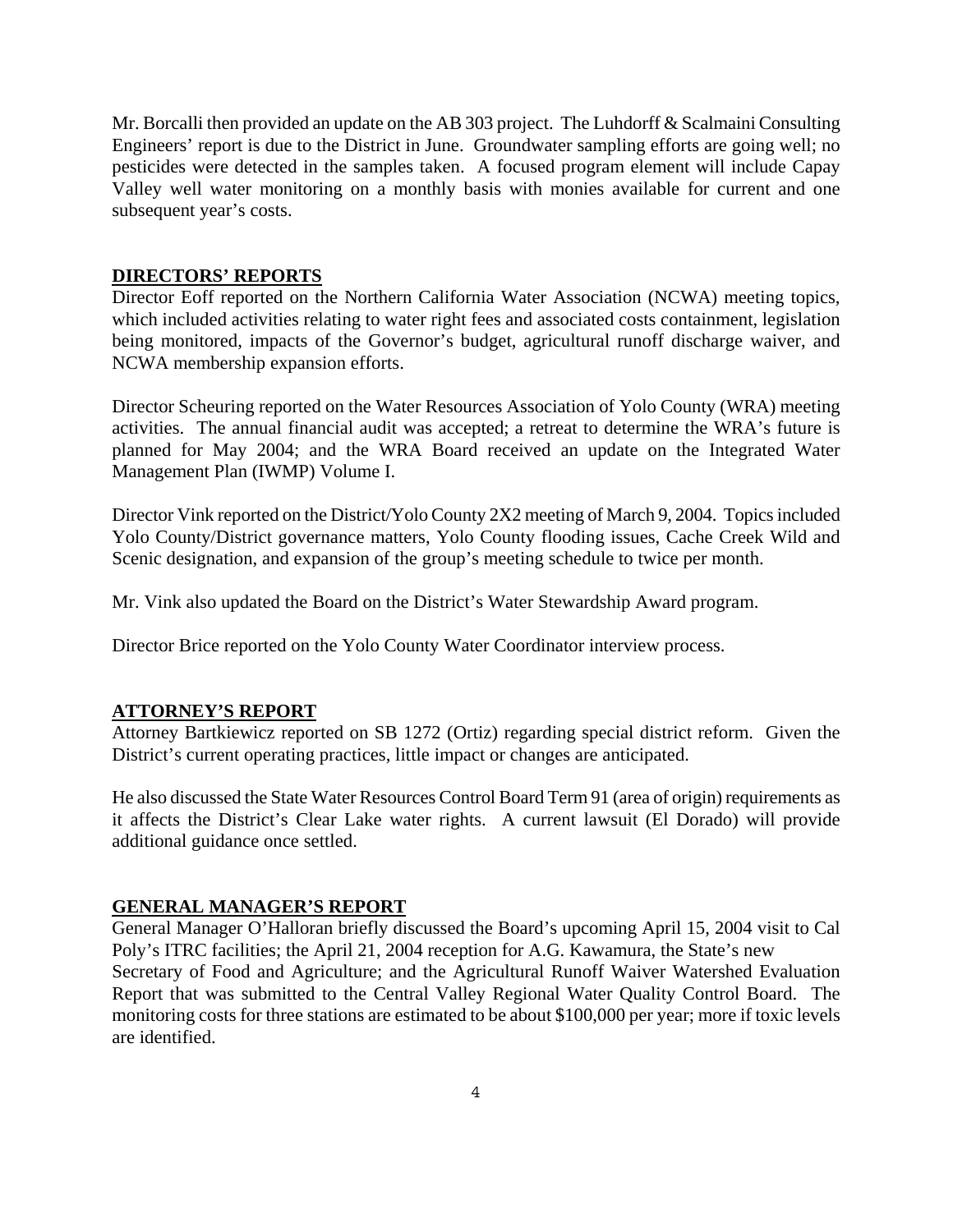Mr. Borcalli then provided an update on the AB 303 project. The Luhdorff & Scalmaini Consulting Engineers' report is due to the District in June. Groundwater sampling efforts are going well; no pesticides were detected in the samples taken. A focused program element will include Capay Valley well water monitoring on a monthly basis with monies available for current and one subsequent year's costs.

**DIRECTORS' REPORTS**

Director Eoff reported on the Northern California Water Association (NCWA) meeting topics, which included activities relating to water right fees and associated costs containment, legislation being monitored, impacts of the Governor's budget, agricultural runoff discharge waiver, and NCWA membership expansion efforts.

Director Scheuring reported on the Water Resources Association of Yolo County (WRA) meeting activities. The annual financial audit was accepted; a retreat to determine the WRA's future is planned for May 2004; and the WRA Board received an update on the Integrated Water Management Plan (IWMP) Volume I.

Director Vink reported on the District/Yolo County 2X2 meeting of March 9, 2004. Topics included Yolo County/District governance matters, Yolo County flooding issues, Cache Creek Wild and Scenic designation, and expansion of the group's meeting schedule to twice per month.

Mr. Vink also updated the Board on the District's Water Stewardship Award program.

Director Brice reported on the Yolo County Water Coordinator interview process.

**ATTORNEY'S REPORT**

Attorney Bartkiewicz reported on SB 1272 (Ortiz) regarding special district reform. Given the District's current operating practices, little impact or changes are anticipated.

He also discussed the State Water Resources Control Board Term 91 (area of origin) requirements as it affects the District's Clear Lake water rights. A current lawsuit (El Dorado) will provide additional guidance once settled.

**GENERAL MANAGER'S REPORT**

General Manager O'Halloran briefly discussed the Board's upcoming April 15, 2004 visit to Cal Poly's ITRC facilities; the April 21, 2004 reception for A.G. Kawamura, the State's new Secretary of Food and Agriculture; and the Agricultural Runoff Waiver Watershed Evaluation Report that was submitted to the Central Valley Regional Water Quality Control Board. The monitoring costs for three stations are estimated to be about $100,000 per year; more if toxic levels are identified.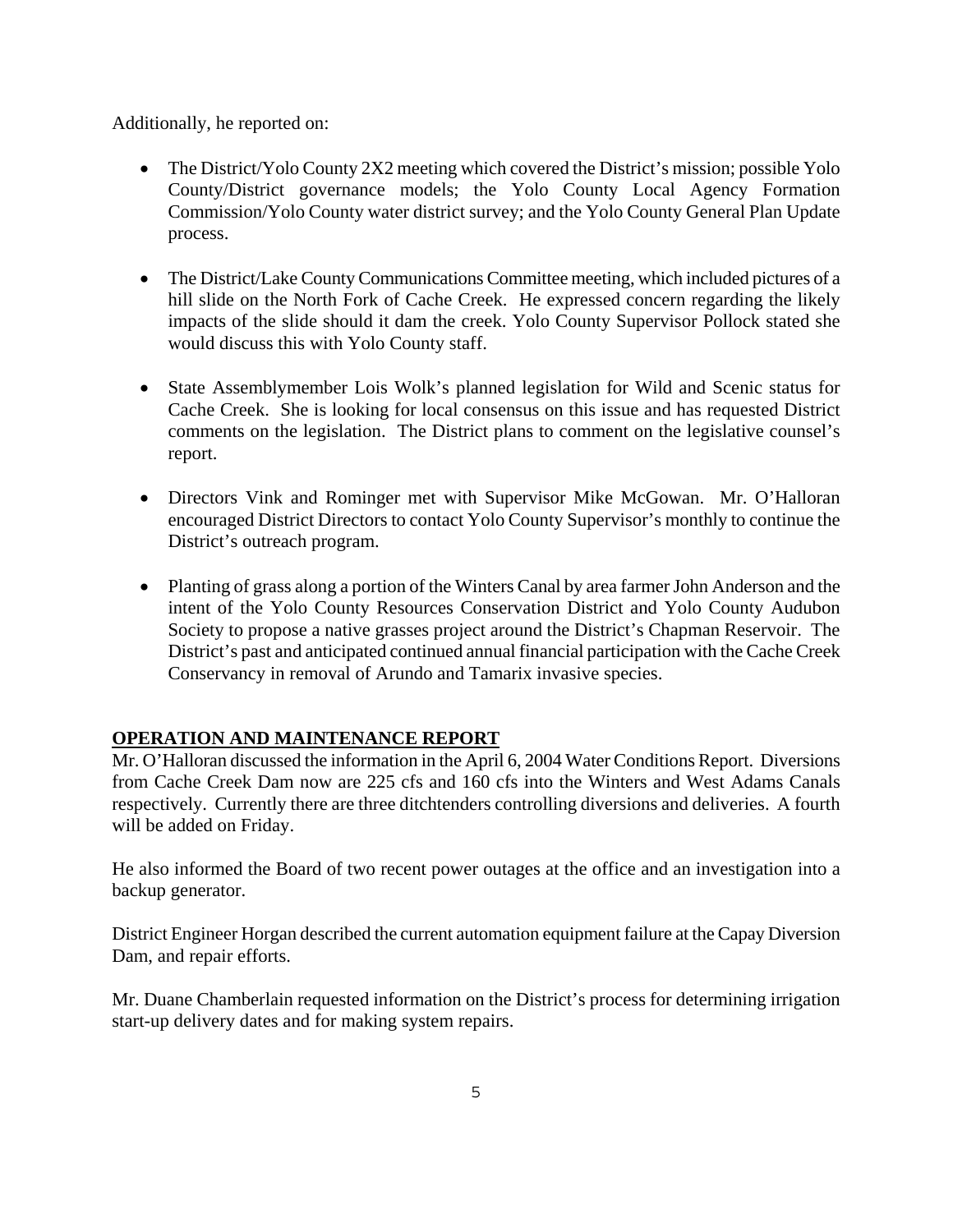Additionally, he reported on:

- The District/Yolo County 2X2 meeting which covered the District's mission; possible Yolo County/District governance models; the Yolo County Local Agency Formation Commission/Yolo County water district survey; and the Yolo County General Plan Update process.

- The District/Lake County Communications Committee meeting, which included pictures of a hill slide on the North Fork of Cache Creek. He expressed concern regarding the likely impacts of the slide should it dam the creek. Yolo County Supervisor Pollock stated she would discuss this with Yolo County staff.

- State Assemblymember Lois Wolk's planned legislation for Wild and Scenic status for Cache Creek. She is looking for local consensus on this issue and has requested District comments on the legislation. The District plans to comment on the legislative counsel's report.

- Directors Vink and Rominger met with Supervisor Mike McGowan. Mr. O'Halloran encouraged District Directors to contact Yolo County Supervisor's monthly to continue the District's outreach program.

- Planting of grass along a portion of the Winters Canal by area farmer John Anderson and the intent of the Yolo County Resources Conservation District and Yolo County Audubon Society to propose a native grasses project around the District's Chapman Reservoir. The District's past and anticipated continued annual financial participation with the Cache Creek Conservancy in removal of Arundo and Tamarix invasive species.

## OPERATION AND MAINTENANCE REPORT

Mr. O'Halloran discussed the information in the April 6, 2004 Water Conditions Report. Diversions from Cache Creek Dam now are 225 cfs and 160 cfs into the Winters and West Adams Canals respectively. Currently there are three ditchtenders controlling diversions and deliveries. A fourth will be added on Friday.

He also informed the Board of two recent power outages at the office and an investigation into a backup generator.

District Engineer Horgan described the current automation equipment failure at the Capay Diversion Dam, and repair efforts.

Mr. Duane Chamberlain requested information on the District's process for determining irrigation start-up delivery dates and for making system repairs.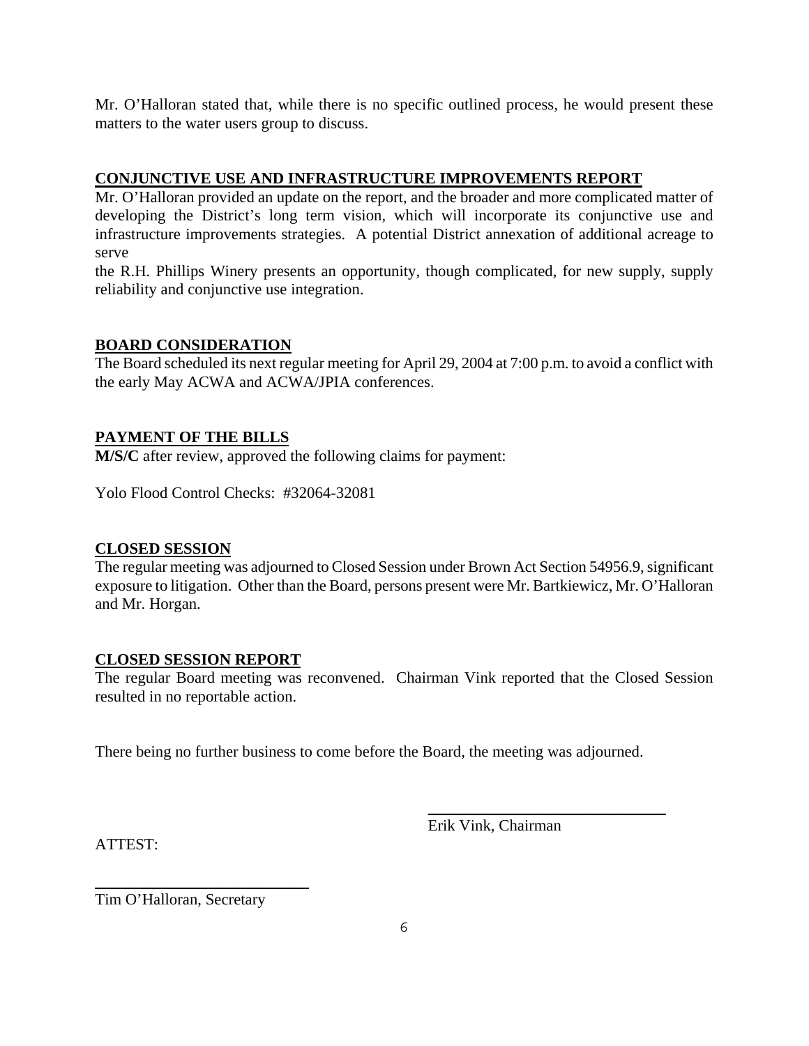Mr. O'Halloran stated that, while there is no specific outlined process, he would present these matters to the water users group to discuss.

## CONJUNCTIVE USE AND INFRASTRUCTURE IMPROVEMENTS REPORT

Mr. O'Halloran provided an update on the report, and the broader and more complicated matter of developing the District's long term vision, which will incorporate its conjunctive use and infrastructure improvements strategies. A potential District annexation of additional acreage to serve the R.H. Phillips Winery presents an opportunity, though complicated, for new supply, supply reliability and conjunctive use integration.

## BOARD CONSIDERATION

The Board scheduled its next regular meeting for April 29, 2004 at 7:00 p.m. to avoid a conflict with the early May ACWA and ACWA/JPIA conferences.

## PAYMENT OF THE BILLS

**M/S/C** after review, approved the following claims for payment:

Yolo Flood Control Checks: #32064-32081

## CLOSED SESSION

The regular meeting was adjourned to Closed Session under Brown Act Section 54956.9, significant exposure to litigation. Other than the Board, persons present were Mr. Bartkiewicz, Mr. O'Halloran and Mr. Horgan.

## CLOSED SESSION REPORT

The regular Board meeting was reconvened. Chairman Vink reported that the Closed Session resulted in no reportable action.

There being no further business to come before the Board, the meeting was adjourned.

\_\_\_\_\_\_\_\_\_\_\_\_\_\_\_\_\_\_\_\_\_\_\_\_\_\_\_\_\_\_

Erik Vink, Chairman

ATTEST:

\_\_\_\_\_\_\_\_\_\_\_\_\_\_\_\_\_\_\_\_\_\_\_\_\_\_\_\_\_\_

Tim O'Halloran, Secretary